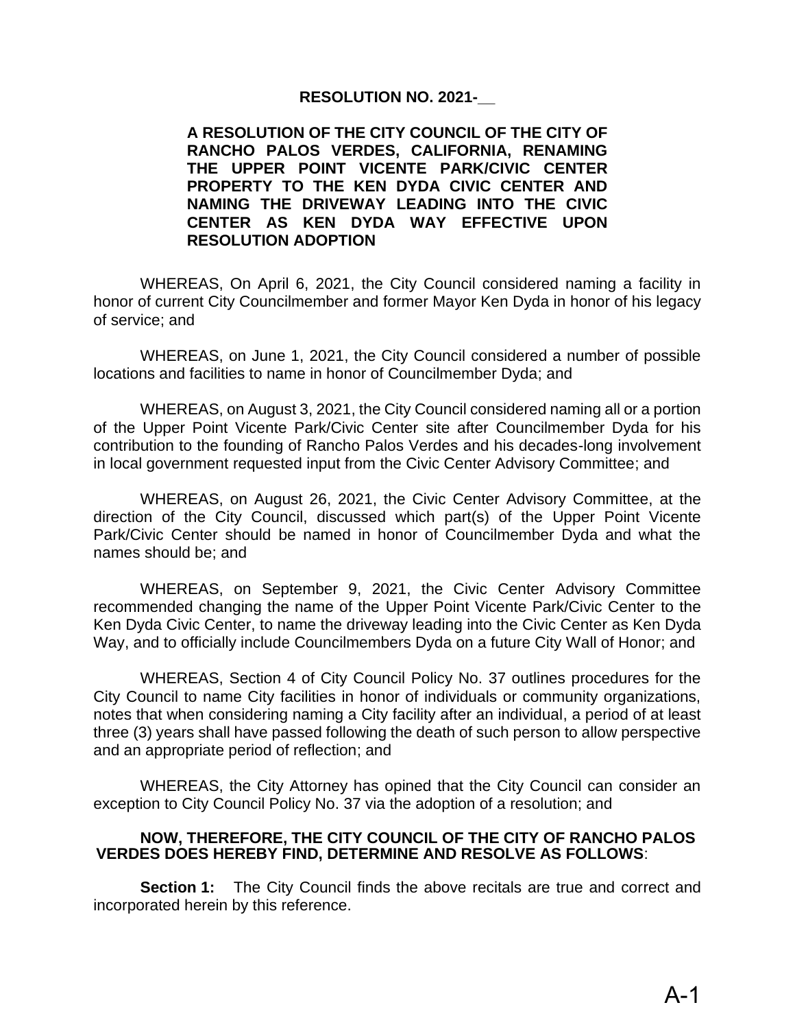**RESOLUTION NO. 2021-__**

**A RESOLUTION OF THE CITY COUNCIL OF THE CITY OF RANCHO PALOS VERDES, CALIFORNIA, RENAMING THE UPPER POINT VICENTE PARK/CIVIC CENTER PROPERTY TO THE KEN DYDA CIVIC CENTER AND NAMING THE DRIVEWAY LEADING INTO THE CIVIC CENTER AS KEN DYDA WAY EFFECTIVE UPON RESOLUTION ADOPTION**

WHEREAS, On April 6, 2021, the City Council considered naming a facility in honor of current City Councilmember and former Mayor Ken Dyda in honor of his legacy of service; and

WHEREAS, on June 1, 2021, the City Council considered a number of possible locations and facilities to name in honor of Councilmember Dyda; and

WHEREAS, on August 3, 2021, the City Council considered naming all or a portion of the Upper Point Vicente Park/Civic Center site after Councilmember Dyda for his contribution to the founding of Rancho Palos Verdes and his decades-long involvement in local government requested input from the Civic Center Advisory Committee; and

WHEREAS, on August 26, 2021, the Civic Center Advisory Committee, at the direction of the City Council, discussed which part(s) of the Upper Point Vicente Park/Civic Center should be named in honor of Councilmember Dyda and what the names should be; and

WHEREAS, on September 9, 2021, the Civic Center Advisory Committee recommended changing the name of the Upper Point Vicente Park/Civic Center to the Ken Dyda Civic Center, to name the driveway leading into the Civic Center as Ken Dyda Way, and to officially include Councilmembers Dyda on a future City Wall of Honor; and

WHEREAS, Section 4 of City Council Policy No. 37 outlines procedures for the City Council to name City facilities in honor of individuals or community organizations, notes that when considering naming a City facility after an individual, a period of at least three (3) years shall have passed following the death of such person to allow perspective and an appropriate period of reflection; and

WHEREAS, the City Attorney has opined that the City Council can consider an exception to City Council Policy No. 37 via the adoption of a resolution; and

**NOW, THEREFORE, THE CITY COUNCIL OF THE CITY OF RANCHO PALOS VERDES DOES HEREBY FIND, DETERMINE AND RESOLVE AS FOLLOWS**:

**Section 1:** The City Council finds the above recitals are true and correct and incorporated herein by this reference.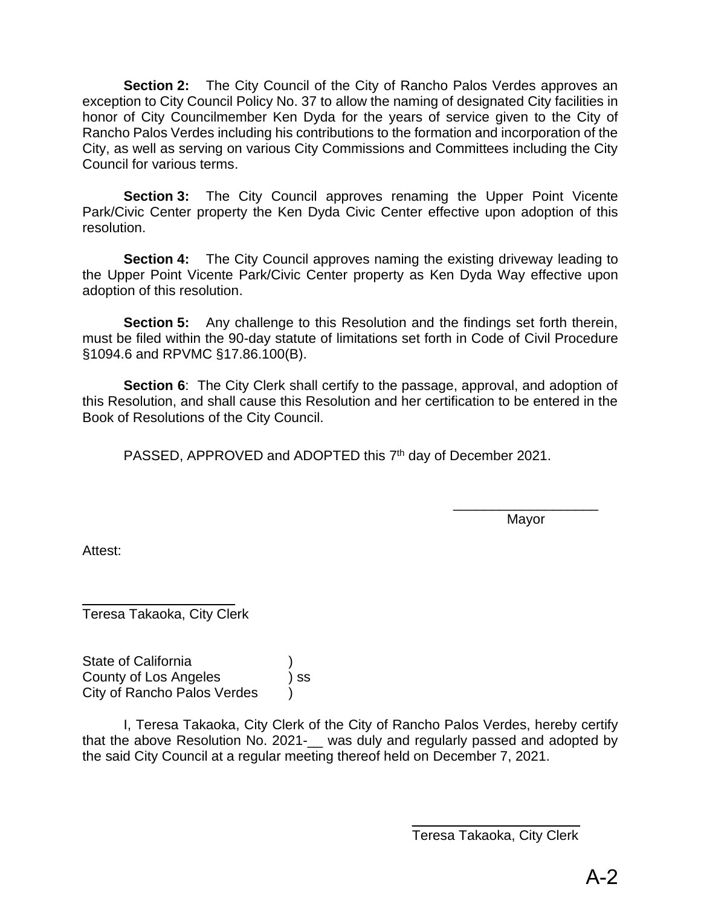**Section 2:** The City Council of the City of Rancho Palos Verdes approves an exception to City Council Policy No. 37 to allow the naming of designated City facilities in honor of City Councilmember Ken Dyda for the years of service given to the City of Rancho Palos Verdes including his contributions to the formation and incorporation of the City, as well as serving on various City Commissions and Committees including the City Council for various terms.

**Section 3:** The City Council approves renaming the Upper Point Vicente Park/Civic Center property the Ken Dyda Civic Center effective upon adoption of this resolution.

**Section 4:** The City Council approves naming the existing driveway leading to the Upper Point Vicente Park/Civic Center property as Ken Dyda Way effective upon adoption of this resolution.

**Section 5:** Any challenge to this Resolution and the findings set forth therein, must be filed within the 90-day statute of limitations set forth in Code of Civil Procedure §1094.6 and RPVMC §17.86.100(B).

**Section 6**: The City Clerk shall certify to the passage, approval, and adoption of this Resolution, and shall cause this Resolution and her certification to be entered in the Book of Resolutions of the City Council.

PASSED, APPROVED and ADOPTED this 7th day of December 2021.

\_\_\_\_\_\_\_\_\_\_\_\_\_\_\_\_\_\_\_
Mayor

Attest:

\_\_\_\_\_\_\_\_\_\_\_\_\_\_\_\_\_\_\_
Teresa Takaoka, City Clerk

State of California )
County of Los Angeles ) ss
City of Rancho Palos Verdes )

I, Teresa Takaoka, City Clerk of the City of Rancho Palos Verdes, hereby certify that the above Resolution No. 2021-__ was duly and regularly passed and adopted by the said City Council at a regular meeting thereof held on December 7, 2021.

\_\_\_\_\_\_\_\_\_\_\_\_\_\_\_\_\_\_\_
Teresa Takaoka, City Clerk

A-2